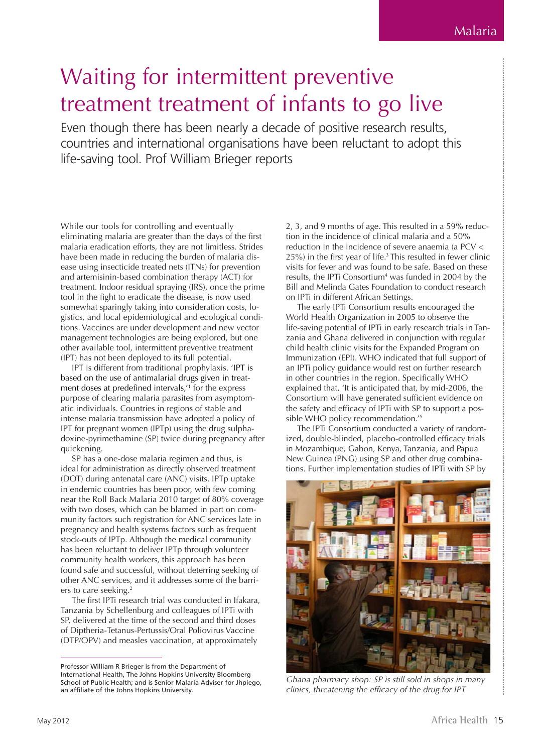Malaria

# Waiting for intermittent preventive treatment treatment of infants to go live

Even though there has been nearly a decade of positive research results, countries and international organisations have been reluctant to adopt this life-saving tool. Prof William Brieger reports

While our tools for controlling and eventually eliminating malaria are greater than the days of the first malaria eradication efforts, they are not limitless. Strides have been made in reducing the burden of malaria disease using insecticide treated nets (ITNs) for prevention and artemisinin-based combination therapy (ACT) for treatment. Indoor residual spraying (IRS), once the prime tool in the fight to eradicate the disease, is now used somewhat sparingly taking into consideration costs, logistics, and local epidemiological and ecological conditions. Vaccines are under development and new vector management technologies are being explored, but one other available tool, intermittent preventive treatment (IPT) has not been deployed to its full potential.

IPT is different from traditional prophylaxis. 'IPT is based on the use of antimalarial drugs given in treatment doses at predefined intervals,'[1] for the express purpose of clearing malaria parasites from asymptomatic individuals. Countries in regions of stable and intense malaria transmission have adopted a policy of IPT for pregnant women (IPTp) using the drug sulphadoxine-pyrimethamine (SP) twice during pregnancy after quickening.

SP has a one-dose malaria regimen and thus, is ideal for administration as directly observed treatment (DOT) during antenatal care (ANC) visits. IPTp uptake in endemic countries has been poor, with few coming near the Roll Back Malaria 2010 target of 80% coverage with two doses, which can be blamed in part on community factors such registration for ANC services late in pregnancy and health systems factors such as frequent stock-outs of IPTp. Although the medical community has been reluctant to deliver IPTp through volunteer community health workers, this approach has been found safe and successful, without deterring seeking of other ANC services, and it addresses some of the barriers to care seeking.[2]

The first IPTi research trial was conducted in Ifakara, Tanzania by Schellenburg and colleagues of IPTi with SP, delivered at the time of the second and third doses of Diptheria-Tetanus-Pertussis/Oral Poliovirus Vaccine (DTP/OPV) and measles vaccination, at approximately 2, 3, and 9 months of age. This resulted in a 59% reduction in the incidence of clinical malaria and a 50% reduction in the incidence of severe anaemia (a PCV < 25%) in the first year of life.[3] This resulted in fewer clinic visits for fever and was found to be safe. Based on these results, the IPTi Consortium[4] was funded in 2004 by the Bill and Melinda Gates Foundation to conduct research on IPTi in different African Settings.

The early IPTi Consortium results encouraged the World Health Organization in 2005 to observe the life-saving potential of IPTi in early research trials in Tanzania and Ghana delivered in conjunction with regular child health clinic visits for the Expanded Program on Immunization (EPI). WHO indicated that full support of an IPTi policy guidance would rest on further research in other countries in the region. Specifically WHO explained that, 'It is anticipated that, by mid-2006, the Consortium will have generated sufficient evidence on the safety and efficacy of IPTi with SP to support a possible WHO policy recommendation.'[5]

The IPTi Consortium conducted a variety of randomized, double-blinded, placebo-controlled efficacy trials in Mozambique, Gabon, Kenya, Tanzania, and Papua New Guinea (PNG) using SP and other drug combinations. Further implementation studies of IPTi with SP by

*Ghana pharmacy shop: SP is still sold in shops in many clinics, threatening the efficacy of the drug for IPT*

---

Professor William R Brieger is from the Department of International Health, The Johns Hopkins University Bloomberg School of Public Health; and is Senior Malaria Adviser for Jhpiego, an affiliate of the Johns Hopkins University.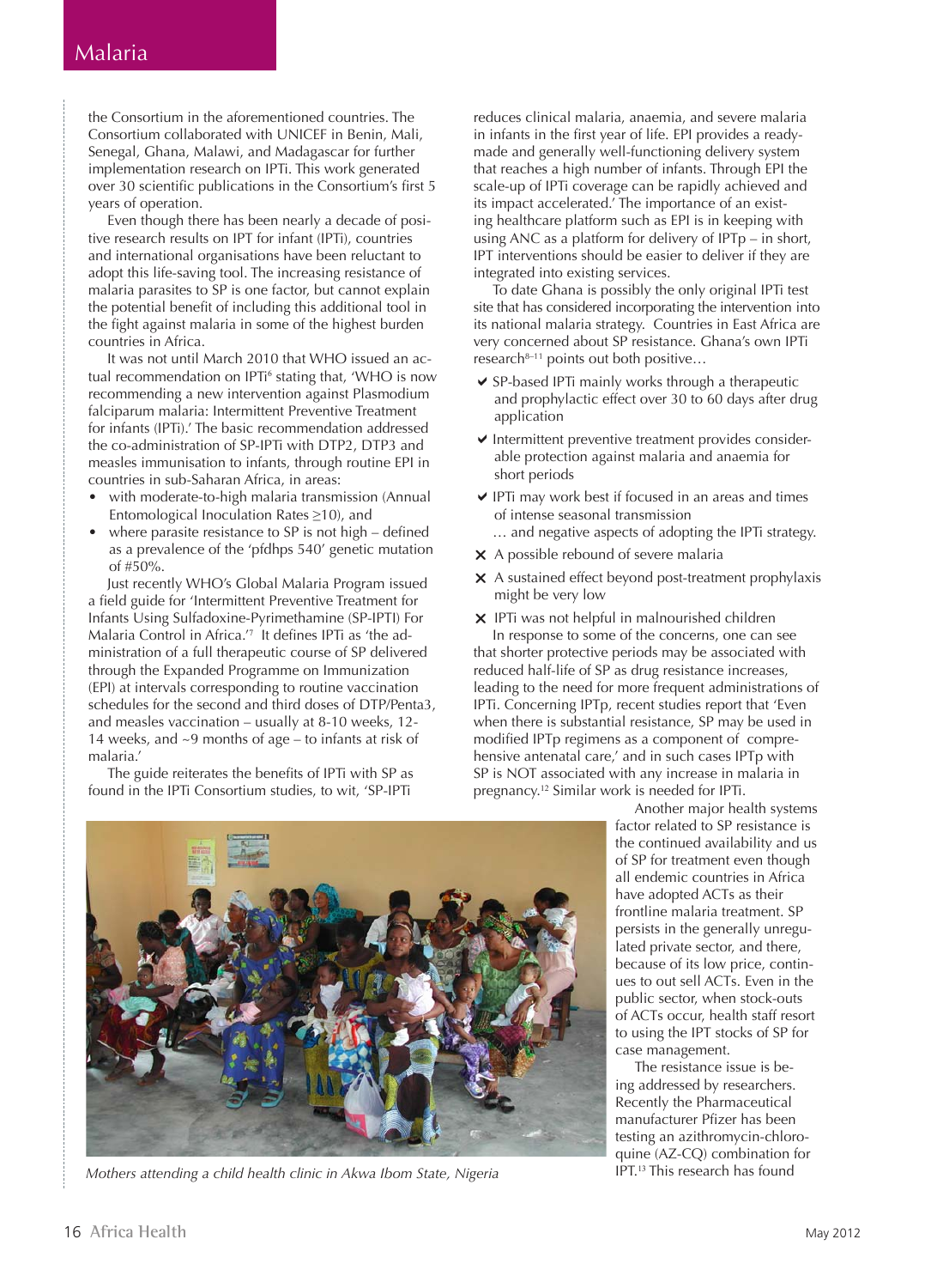the Consortium in the aforementioned countries. The Consortium collaborated with UNICEF in Benin, Mali, Senegal, Ghana, Malawi, and Madagascar for further implementation research on IPTi. This work generated over 30 scientific publications in the Consortium's first 5 years of operation.

Even though there has been nearly a decade of positive research results on IPT for infant (IPTi), countries and international organisations have been reluctant to adopt this life-saving tool. The increasing resistance of malaria parasites to SP is one factor, but cannot explain the potential benefit of including this additional tool in the fight against malaria in some of the highest burden countries in Africa.

It was not until March 2010 that WHO issued an actual recommendation on IPTi[6] stating that, 'WHO is now recommending a new intervention against Plasmodium falciparum malaria: Intermittent Preventive Treatment for infants (IPTi).' The basic recommendation addressed the co-administration of SP-IPTi with DTP2, DTP3 and measles immunisation to infants, through routine EPI in countries in sub-Saharan Africa, in areas:

- with moderate-to-high malaria transmission (Annual Entomological Inoculation Rates ≥10), and
- where parasite resistance to SP is not high – defined as a prevalence of the 'pfdhps 540' genetic mutation of #50%.

Just recently WHO's Global Malaria Program issued a field guide for 'Intermittent Preventive Treatment for Infants Using Sulfadoxine-Pyrimethamine (SP-IPTI) For Malaria Control in Africa.'[7] It defines IPTi as 'the administration of a full therapeutic course of SP delivered through the Expanded Programme on Immunization (EPI) at intervals corresponding to routine vaccination schedules for the second and third doses of DTP/Penta3, and measles vaccination – usually at 8-10 weeks, 12-14 weeks, and ~9 months of age – to infants at risk of malaria.'

The guide reiterates the benefits of IPTi with SP as found in the IPTi Consortium studies, to wit, 'SP-IPTi reduces clinical malaria, anaemia, and severe malaria in infants in the first year of life. EPI provides a ready-made and generally well-functioning delivery system that reaches a high number of infants. Through EPI the scale-up of IPTi coverage can be rapidly achieved and its impact accelerated.' The importance of an existing healthcare platform such as EPI is in keeping with using ANC as a platform for delivery of IPTp – in short, IPT interventions should be easier to deliver if they are integrated into existing services.

To date Ghana is possibly the only original IPTi test site that has considered incorporating the intervention into its national malaria strategy. Countries in East Africa are very concerned about SP resistance. Ghana's own IPTi research[8–11] points out both positive…

- ✔ SP-based IPTi mainly works through a therapeutic and prophylactic effect over 30 to 60 days after drug application
- ✔ Intermittent preventive treatment provides considerable protection against malaria and anaemia for short periods
- ✔ IPTi may work best if focused in an areas and times of intense seasonal transmission

… and negative aspects of adopting the IPTi strategy.

- ✘ A possible rebound of severe malaria
- ✘ A sustained effect beyond post-treatment prophylaxis might be very low
- ✘ IPTi was not helpful in malnourished children

In response to some of the concerns, one can see that shorter protective periods may be associated with reduced half-life of SP as drug resistance increases, leading to the need for more frequent administrations of IPTi. Concerning IPTp, recent studies report that 'Even when there is substantial resistance, SP may be used in modified IPTp regimens as a component of comprehensive antenatal care,' and in such cases IPTp with SP is NOT associated with any increase in malaria in pregnancy.[12] Similar work is needed for IPTi.

Another major health systems factor related to SP resistance is the continued availability and us of SP for treatment even though all endemic countries in Africa have adopted ACTs as their frontline malaria treatment. SP persists in the generally unregulated private sector, and there, because of its low price, continues to out sell ACTs. Even in the public sector, when stock-outs of ACTs occur, health staff resort to using the IPT stocks of SP for case management.

The resistance issue is being addressed by researchers. Recently the Pharmaceutical manufacturer Pfizer has been testing an azithromycin-chloroquine (AZ-CQ) combination for IPT.[13] This research has found

*Mothers attending a child health clinic in Akwa Ibom State, Nigeria*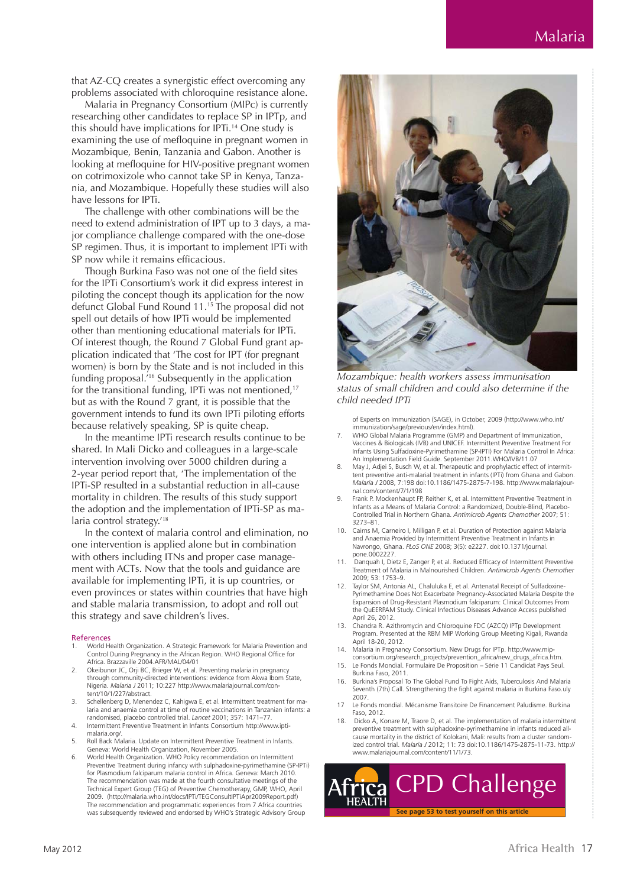that AZ-CQ creates a synergistic effect overcoming any problems associated with chloroquine resistance alone.

Malaria in Pregnancy Consortium (MIPc) is currently researching other candidates to replace SP in IPTp, and this should have implications for IPTi.[14] One study is examining the use of mefloquine in pregnant women in Mozambique, Benin, Tanzania and Gabon. Another is looking at mefloquine for HIV-positive pregnant women on cotrimoxizole who cannot take SP in Kenya, Tanzania, and Mozambique. Hopefully these studies will also have lessons for IPTi.

The challenge with other combinations will be the need to extend administration of IPT up to 3 days, a major compliance challenge compared with the one-dose SP regimen. Thus, it is important to implement IPTi with SP now while it remains efficacious.

Though Burkina Faso was not one of the field sites for the IPTi Consortium's work it did express interest in piloting the concept though its application for the now defunct Global Fund Round 11.[15] The proposal did not spell out details of how IPTi would be implemented other than mentioning educational materials for IPTi. Of interest though, the Round 7 Global Fund grant application indicated that 'The cost for IPT (for pregnant women) is born by the State and is not included in this funding proposal.'[16] Subsequently in the application for the transitional funding, IPTi was not mentioned,[17] but as with the Round 7 grant, it is possible that the government intends to fund its own IPTi piloting efforts because relatively speaking, SP is quite cheap.

In the meantime IPTi research results continue to be shared. In Mali Dicko and colleagues in a large-scale intervention involving over 5000 children during a 2-year period report that, 'The implementation of the IPTi-SP resulted in a substantial reduction in all-cause mortality in children. The results of this study support the adoption and the implementation of IPTi-SP as malaria control strategy.'[18]

In the context of malaria control and elimination, no one intervention is applied alone but in combination with others including ITNs and proper case management with ACTs. Now that the tools and guidance are available for implementing IPTi, it is up countries, or even provinces or states within countries that have high and stable malaria transmission, to adopt and roll out this strategy and save children's lives.

*Mozambique: health workers assess immunisation status of small children and could also determine if the child needed IPTi*

## References

1. World Health Organization. A Strategic Framework for Malaria Prevention and Control During Pregnancy in the African Region. WHO Regional Office for Africa. Brazzaville 2004.AFR/MAL/04/01
2. Okeibunor JC, Orji BC, Brieger W, et al. Preventing malaria in pregnancy through community-directed interventions: evidence from Akwa Ibom State, Nigeria. *Malaria J* 2011; 10:227 http://www.malariajournal.com/content/10/1/227/abstract.
3. Schellenberg D, Menendez C, Kahigwa E, et al. Intermittent treatment for malaria and anaemia control at time of routine vaccinations in Tanzanian infants: a randomised, placebo controlled trial. *Lancet* 2001; 357: 1471–77.
4. Intermittent Preventive Treatment in Infants Consortium http://www.iptimalaria.org/.
5. Roll Back Malaria. Update on Intermittent Preventive Treatment in Infants. Geneva: World Health Organization, November 2005.
6. World Health Organization. WHO Policy recommendation on Intermittent Preventive Treatment during infancy with sulphadoxine-pyrimethamine (SP-IPTi) for Plasmodium falciparum malaria control in Africa. Geneva: March 2010. The recommendation was made at the fourth consultative meetings of the Technical Expert Group (TEG) of Preventive Chemotherapy, GMP, WHO, April 2009. (http://malaria.who.int/docs/IPTi/TEGConsultIPTiApr2009Report.pdf) The recommendation and programmatic experiences from 7 Africa countries was subsequently reviewed and endorsed by WHO's Strategic Advisory Group of Experts on Immunization (SAGE), in October, 2009 (http://www.who.int/immunization/sage/previous/en/index.html).
7. WHO Global Malaria Programme (GMP) and Department of Immunization, Vaccines & Biologicals (IVB) and UNICEF. Intermittent Preventive Treatment For Infants Using Sulfadoxine-Pyrimethamine (SP-IPTI) For Malaria Control In Africa: An Implementation Field Guide. September 2011.WHO/IVB/11.07
8. May J, Adjei S, Busch W, et al. Therapeutic and prophylactic effect of intermittent preventive anti-malarial treatment in infants (IPTi) from Ghana and Gabon. *Malaria J* 2008, 7:198 doi:10.1186/1475-2875-7-198. http://www.malariajournal.com/content/7/1/198
9. Frank P. Mockenhaupt FP, Reither K, et al. Intermittent Preventive Treatment in Infants as a Means of Malaria Control: a Randomized, Double-Blind, Placebo-Controlled Trial in Northern Ghana. *Antimicrob Agents Chemother* 2007; 51: 3273–81.
10. Cairns M, Carneiro I, Milligan P, et al. Duration of Protection against Malaria and Anaemia Provided by Intermittent Preventive Treatment in Infants in Navrongo, Ghana. *PLoS ONE* 2008; 3(5): e2227. doi:10.1371/journal.pone.0002227.
11. Danquah I, Dietz E, Zanger P, et al. Reduced Efficacy of Intermittent Preventive Treatment of Malaria in Malnourished Children. *Antimicrob Agents Chemother* 2009; 53: 1753–9.
12. Taylor SM, Antonia AL, Chaluluka E, et al. Antenatal Receipt of Sulfadoxine-Pyrimethamine Does Not Exacerbate Pregnancy-Associated Malaria Despite the Expansion of Drug-Resistant Plasmodium falciparum: Clinical Outcomes From the QuEERPAM Study. Clinical Infectious Diseases Advance Access published April 26, 2012.
13. Chandra R. Azithromycin and Chloroquine FDC (AZCQ) IPTp Development Program. Presented at the RBM MIP Working Group Meeting Kigali, Rwanda April 18-20, 2012.
14. Malaria in Pregnancy Consortium. New Drugs for IPTp. http://www.mip-consortium.org/research_projects/prevention_africa/new_drugs_africa.htm.
15. Le Fonds Mondial. Formulaire De Proposition – Série 11 Candidat Pays Seul. Burkina Faso, 2011.
16. Burkina's Proposal To The Global Fund To Fight Aids, Tuberculosis And Malaria Seventh (7th) Call. Strengthening the fight against malaria in Burkina Faso.uly 2007.
17. Le Fonds mondial. Mécanisme Transitoire De Financement Paludisme. Burkina Faso, 2012.
18. Dicko A, Konare M, Traore D, et al. The implementation of malaria intermittent preventive treatment with sulphadoxine-pyrimethamine in infants reduced all-cause mortality in the district of Kolokani, Mali: results from a cluster randomized control trial. *Malaria J* 2012; 11: 73 doi:10.1186/1475-2875-11-73. http://www.malariajournal.com/content/11/1/73.

Africa HEALTH CPD Challenge

See page 53 to test yourself on this article